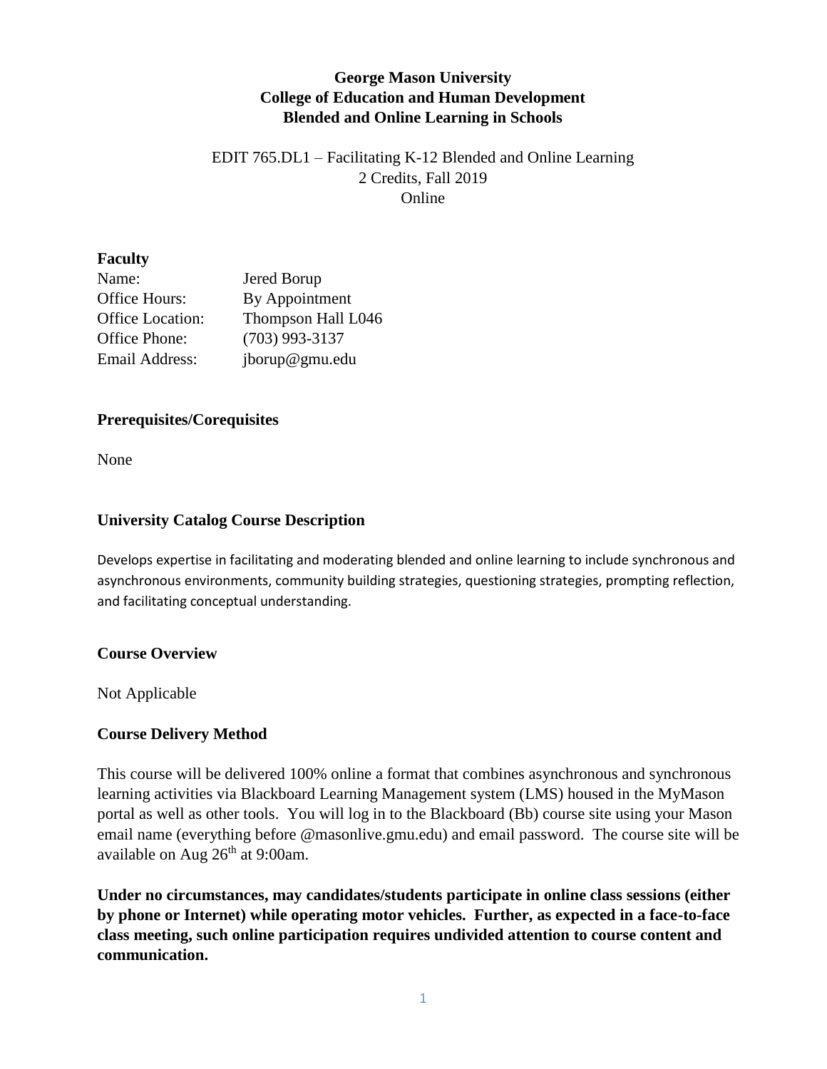# George Mason University
# College of Education and Human Development
# Blended and Online Learning in Schools

EDIT 765.DL1 – Facilitating K-12 Blended and Online Learning
2 Credits, Fall 2019
Online

## Faculty

| | |
|---|---|
| Name: | Jered Borup |
| Office Hours: | By Appointment |
| Office Location: | Thompson Hall L046 |
| Office Phone: | (703) 993-3137 |
| Email Address: | jborup@gmu.edu |

## Prerequisites/Corequisites

None

## University Catalog Course Description

Develops expertise in facilitating and moderating blended and online learning to include synchronous and asynchronous environments, community building strategies, questioning strategies, prompting reflection, and facilitating conceptual understanding.

## Course Overview

Not Applicable

## Course Delivery Method

This course will be delivered 100% online a format that combines asynchronous and synchronous learning activities via Blackboard Learning Management system (LMS) housed in the MyMason portal as well as other tools. You will log in to the Blackboard (Bb) course site using your Mason email name (everything before @masonlive.gmu.edu) and email password. The course site will be available on Aug 26th at 9:00am.

**Under no circumstances, may candidates/students participate in online class sessions (either by phone or Internet) while operating motor vehicles. Further, as expected in a face-to-face class meeting, such online participation requires undivided attention to course content and communication.**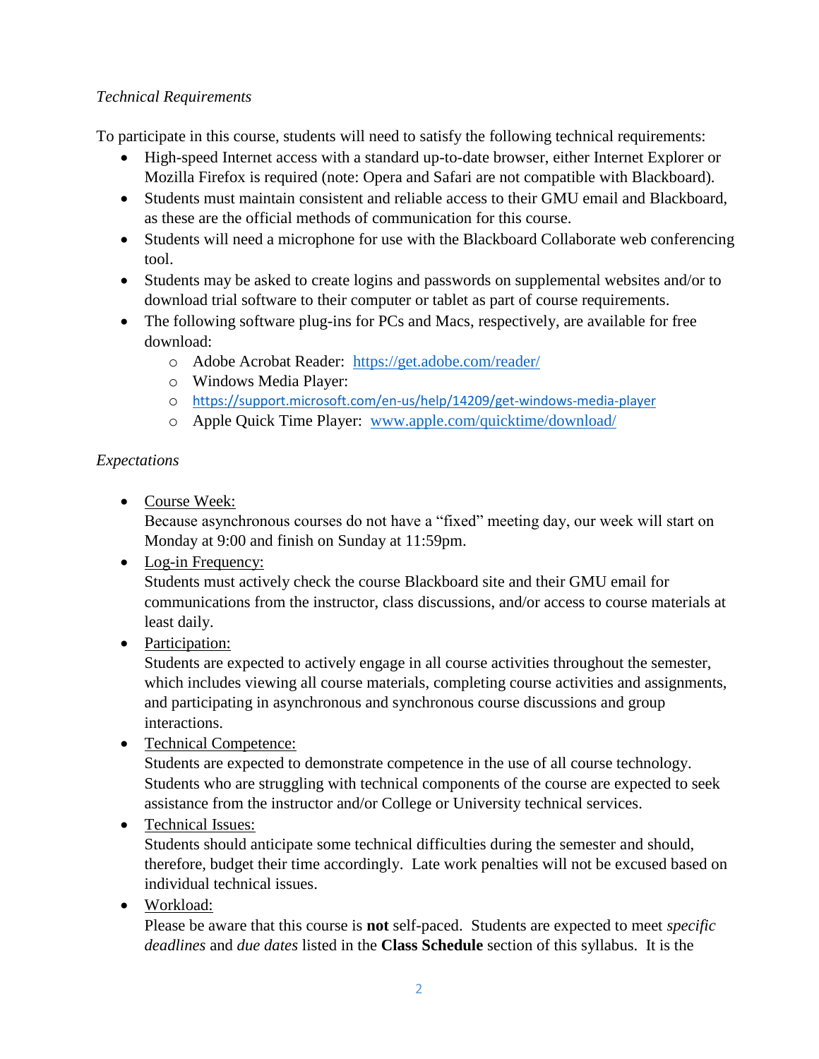*Technical Requirements*

To participate in this course, students will need to satisfy the following technical requirements:

- High-speed Internet access with a standard up-to-date browser, either Internet Explorer or Mozilla Firefox is required (note: Opera and Safari are not compatible with Blackboard).
- Students must maintain consistent and reliable access to their GMU email and Blackboard, as these are the official methods of communication for this course.
- Students will need a microphone for use with the Blackboard Collaborate web conferencing tool.
- Students may be asked to create logins and passwords on supplemental websites and/or to download trial software to their computer or tablet as part of course requirements.
- The following software plug-ins for PCs and Macs, respectively, are available for free download:
  - Adobe Acrobat Reader: [https://get.adobe.com/reader/](https://get.adobe.com/reader/)
  - Windows Media Player:
  - [https://support.microsoft.com/en-us/help/14209/get-windows-media-player](https://support.microsoft.com/en-us/help/14209/get-windows-media-player)
  - Apple Quick Time Player: [www.apple.com/quicktime/download/](www.apple.com/quicktime/download/)

*Expectations*

- Course Week:
  Because asynchronous courses do not have a "fixed" meeting day, our week will start on Monday at 9:00 and finish on Sunday at 11:59pm.
- Log-in Frequency:
  Students must actively check the course Blackboard site and their GMU email for communications from the instructor, class discussions, and/or access to course materials at least daily.
- Participation:
  Students are expected to actively engage in all course activities throughout the semester, which includes viewing all course materials, completing course activities and assignments, and participating in asynchronous and synchronous course discussions and group interactions.
- Technical Competence:
  Students are expected to demonstrate competence in the use of all course technology. Students who are struggling with technical components of the course are expected to seek assistance from the instructor and/or College or University technical services.
- Technical Issues:
  Students should anticipate some technical difficulties during the semester and should, therefore, budget their time accordingly. Late work penalties will not be excused based on individual technical issues.
- Workload:
  Please be aware that this course is **not** self-paced. Students are expected to meet *specific deadlines* and *due dates* listed in the **Class Schedule** section of this syllabus. It is the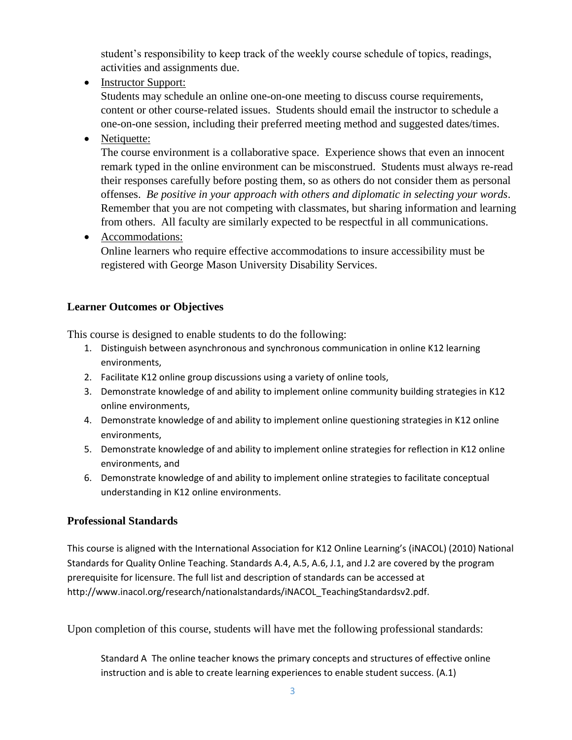student's responsibility to keep track of the weekly course schedule of topics, readings, activities and assignments due.

- Instructor Support:
  Students may schedule an online one-on-one meeting to discuss course requirements, content or other course-related issues. Students should email the instructor to schedule a one-on-one session, including their preferred meeting method and suggested dates/times.
- Netiquette:
  The course environment is a collaborative space. Experience shows that even an innocent remark typed in the online environment can be misconstrued. Students must always re-read their responses carefully before posting them, so as others do not consider them as personal offenses. *Be positive in your approach with others and diplomatic in selecting your words*. Remember that you are not competing with classmates, but sharing information and learning from others. All faculty are similarly expected to be respectful in all communications.
- Accommodations:
  Online learners who require effective accommodations to insure accessibility must be registered with George Mason University Disability Services.

### Learner Outcomes or Objectives

This course is designed to enable students to do the following:

1. Distinguish between asynchronous and synchronous communication in online K12 learning environments,
2. Facilitate K12 online group discussions using a variety of online tools,
3. Demonstrate knowledge of and ability to implement online community building strategies in K12 online environments,
4. Demonstrate knowledge of and ability to implement online questioning strategies in K12 online environments,
5. Demonstrate knowledge of and ability to implement online strategies for reflection in K12 online environments, and
6. Demonstrate knowledge of and ability to implement online strategies to facilitate conceptual understanding in K12 online environments.

### Professional Standards

This course is aligned with the International Association for K12 Online Learning's (iNACOL) (2010) National Standards for Quality Online Teaching. Standards A.4, A.5, A.6, J.1, and J.2 are covered by the program prerequisite for licensure. The full list and description of standards can be accessed at http://www.inacol.org/research/nationalstandards/iNACOL_TeachingStandardsv2.pdf.

Upon completion of this course, students will have met the following professional standards:

Standard A The online teacher knows the primary concepts and structures of effective online instruction and is able to create learning experiences to enable student success. (A.1)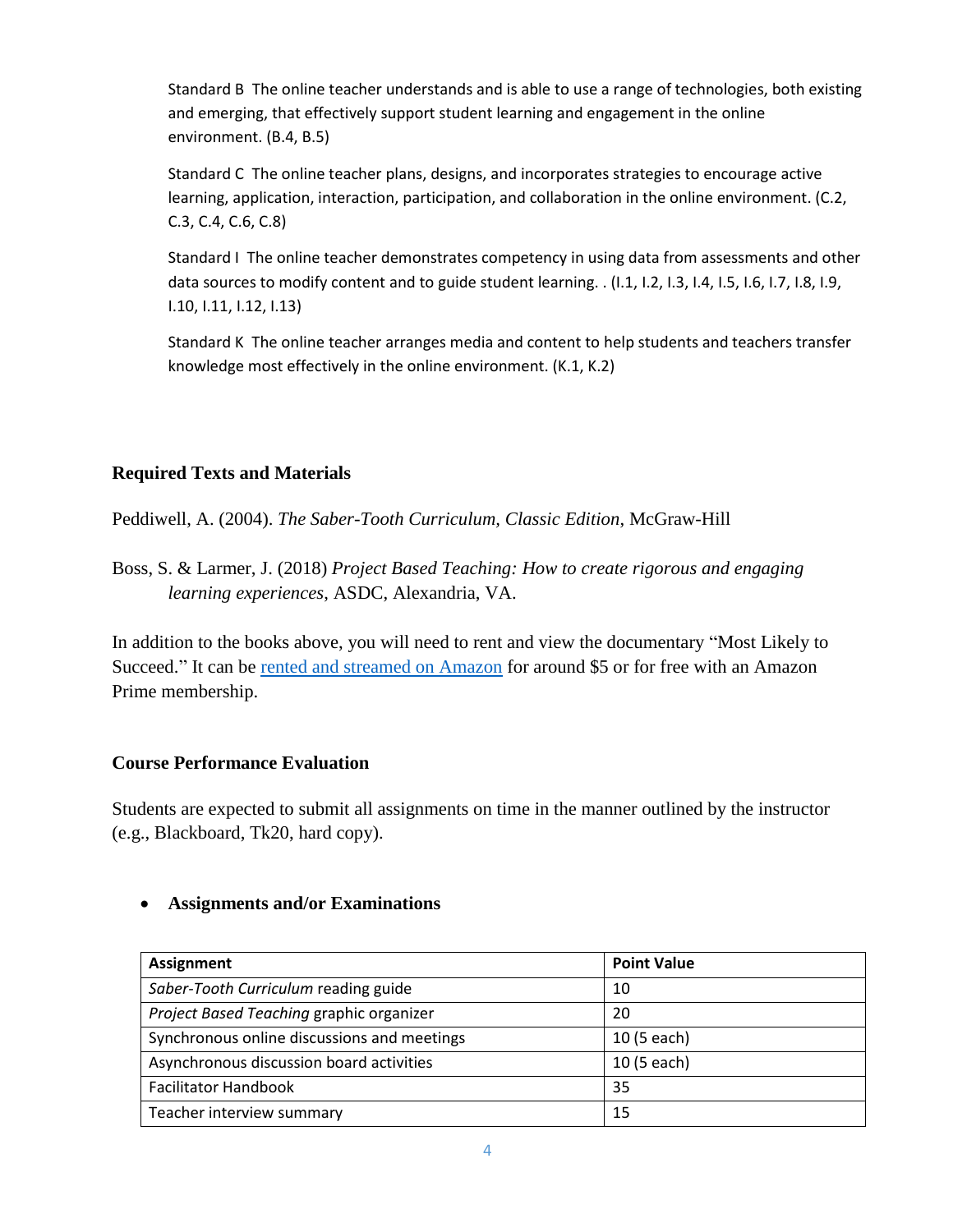Standard B  The online teacher understands and is able to use a range of technologies, both existing and emerging, that effectively support student learning and engagement in the online environment. (B.4, B.5)

Standard C  The online teacher plans, designs, and incorporates strategies to encourage active learning, application, interaction, participation, and collaboration in the online environment. (C.2, C.3, C.4, C.6, C.8)

Standard I  The online teacher demonstrates competency in using data from assessments and other data sources to modify content and to guide student learning. . (I.1, I.2, I.3, I.4, I.5, I.6, I.7, I.8, I.9, I.10, I.11, I.12, I.13)

Standard K  The online teacher arranges media and content to help students and teachers transfer knowledge most effectively in the online environment. (K.1, K.2)

### Required Texts and Materials

Peddiwell, A. (2004). *The Saber-Tooth Curriculum, Classic Edition*, McGraw-Hill

Boss, S. & Larmer, J. (2018) *Project Based Teaching: How to create rigorous and engaging learning experiences*, ASDC, Alexandria, VA.

In addition to the books above, you will need to rent and view the documentary "Most Likely to Succeed." It can be rented and streamed on Amazon for around $5 or for free with an Amazon Prime membership.

### Course Performance Evaluation

Students are expected to submit all assignments on time in the manner outlined by the instructor (e.g., Blackboard, Tk20, hard copy).

- **Assignments and/or Examinations**

| Assignment | Point Value |
|---|---|
| *Saber-Tooth Curriculum* reading guide | 10 |
| *Project Based Teaching* graphic organizer | 20 |
| Synchronous online discussions and meetings | 10 (5 each) |
| Asynchronous discussion board activities | 10 (5 each) |
| Facilitator Handbook | 35 |
| Teacher interview summary | 15 |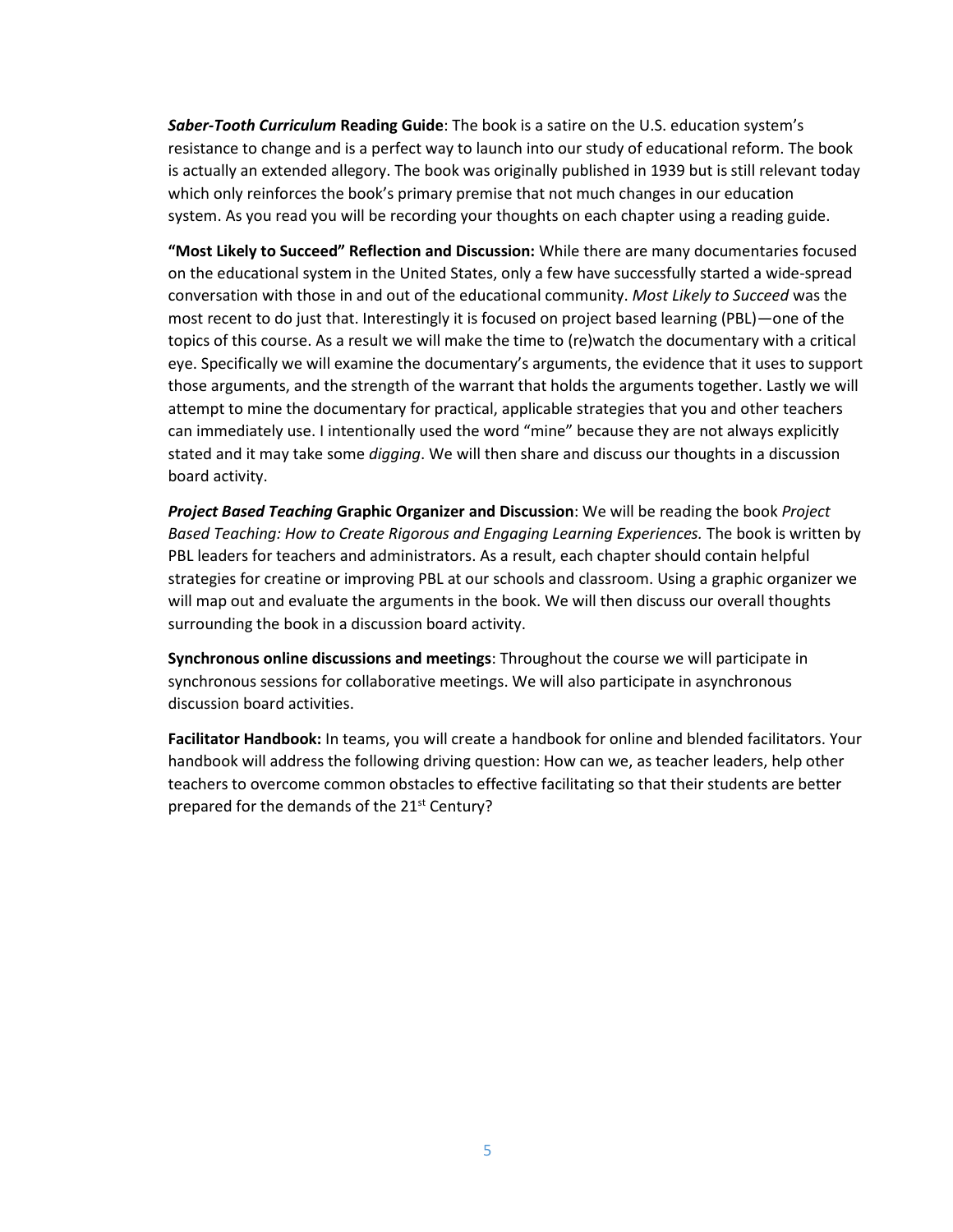***Saber-Tooth Curriculum* Reading Guide**: The book is a satire on the U.S. education system's resistance to change and is a perfect way to launch into our study of educational reform. The book is actually an extended allegory. The book was originally published in 1939 but is still relevant today which only reinforces the book's primary premise that not much changes in our education system. As you read you will be recording your thoughts on each chapter using a reading guide.

**"Most Likely to Succeed" Reflection and Discussion:** While there are many documentaries focused on the educational system in the United States, only a few have successfully started a wide-spread conversation with those in and out of the educational community. *Most Likely to Succeed* was the most recent to do just that. Interestingly it is focused on project based learning (PBL)—one of the topics of this course. As a result we will make the time to (re)watch the documentary with a critical eye. Specifically we will examine the documentary's arguments, the evidence that it uses to support those arguments, and the strength of the warrant that holds the arguments together. Lastly we will attempt to mine the documentary for practical, applicable strategies that you and other teachers can immediately use. I intentionally used the word "mine" because they are not always explicitly stated and it may take some *digging*. We will then share and discuss our thoughts in a discussion board activity.

***Project Based Teaching* Graphic Organizer and Discussion**: We will be reading the book *Project Based Teaching: How to Create Rigorous and Engaging Learning Experiences.* The book is written by PBL leaders for teachers and administrators. As a result, each chapter should contain helpful strategies for creatine or improving PBL at our schools and classroom. Using a graphic organizer we will map out and evaluate the arguments in the book. We will then discuss our overall thoughts surrounding the book in a discussion board activity.

**Synchronous online discussions and meetings**: Throughout the course we will participate in synchronous sessions for collaborative meetings. We will also participate in asynchronous discussion board activities.

**Facilitator Handbook:** In teams, you will create a handbook for online and blended facilitators. Your handbook will address the following driving question: How can we, as teacher leaders, help other teachers to overcome common obstacles to effective facilitating so that their students are better prepared for the demands of the 21st Century?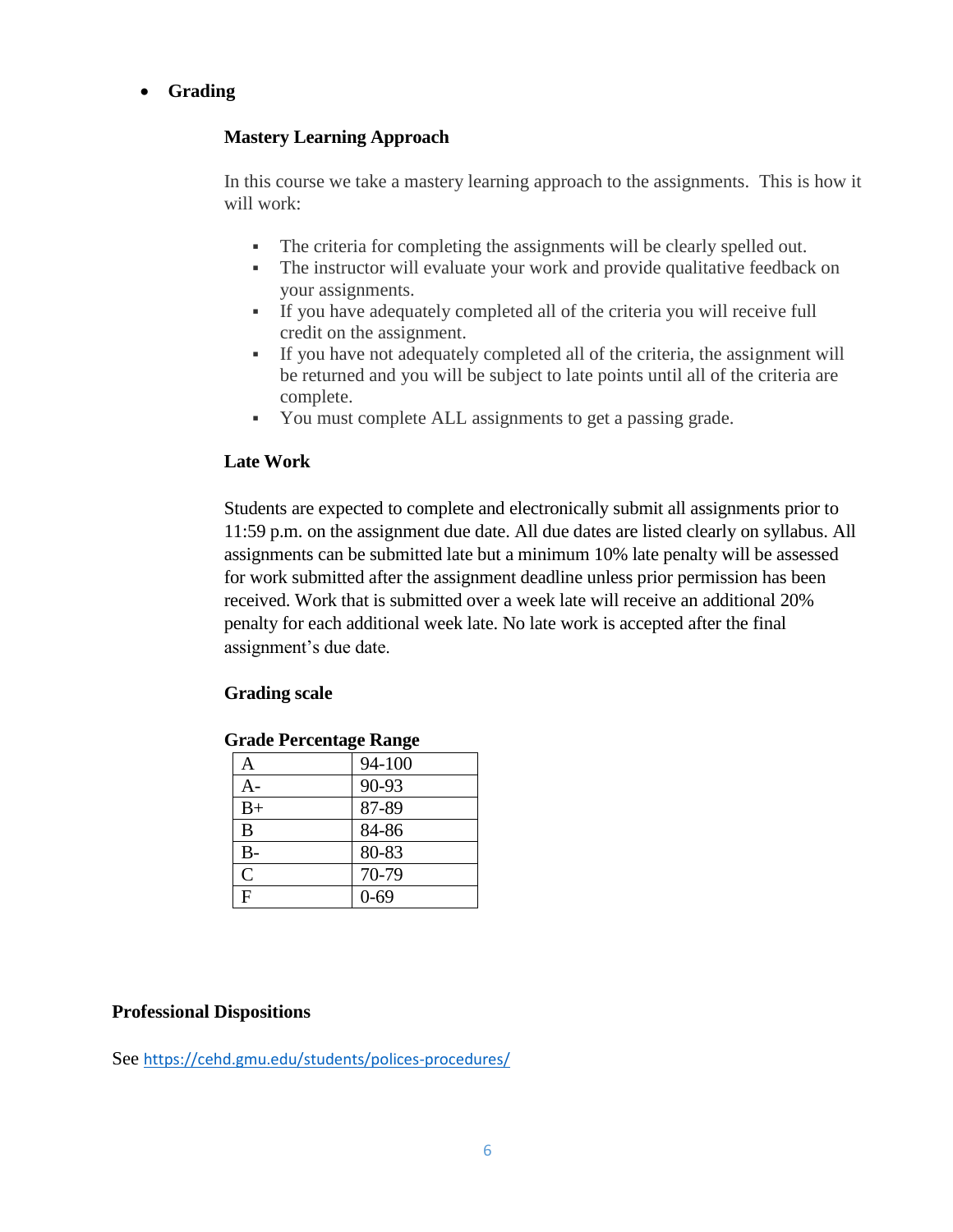- **Grading**

### Mastery Learning Approach

In this course we take a mastery learning approach to the assignments. This is how it will work:

- The criteria for completing the assignments will be clearly spelled out.
- The instructor will evaluate your work and provide qualitative feedback on your assignments.
- If you have adequately completed all of the criteria you will receive full credit on the assignment.
- If you have not adequately completed all of the criteria, the assignment will be returned and you will be subject to late points until all of the criteria are complete.
- You must complete ALL assignments to get a passing grade.

### Late Work

Students are expected to complete and electronically submit all assignments prior to 11:59 p.m. on the assignment due date. All due dates are listed clearly on syllabus. All assignments can be submitted late but a minimum 10% late penalty will be assessed for work submitted after the assignment deadline unless prior permission has been received. Work that is submitted over a week late will receive an additional 20% penalty for each additional week late. No late work is accepted after the final assignment's due date.

### Grading scale

**Grade Percentage Range**

| Grade | Percentage Range |
| --- | --- |
| A | 94-100 |
| A- | 90-93 |
| B+ | 87-89 |
| B | 84-86 |
| B- | 80-83 |
| C | 70-79 |
| F | 0-69 |

## Professional Dispositions

See https://cehd.gmu.edu/students/polices-procedures/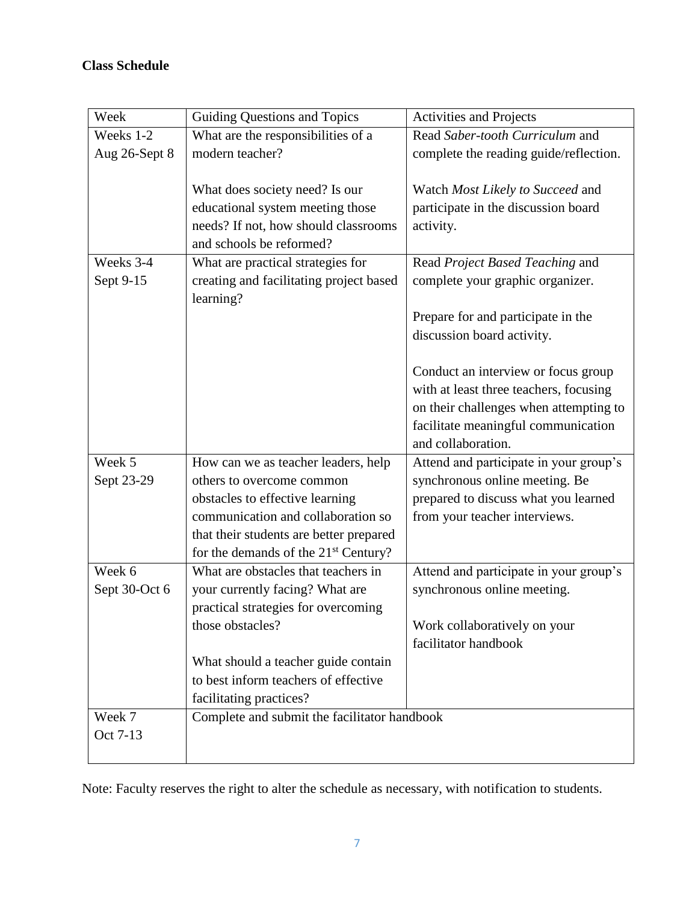**Class Schedule**

| Week | Guiding Questions and Topics | Activities and Projects |
|---|---|---|
| Weeks 1-2<br>Aug 26-Sept 8 | What are the responsibilities of a modern teacher?<br><br>What does society need? Is our educational system meeting those needs? If not, how should classrooms and schools be reformed? | Read *Saber-tooth Curriculum* and complete the reading guide/reflection.<br><br>Watch *Most Likely to Succeed* and participate in the discussion board activity. |
| Weeks 3-4<br>Sept 9-15 | What are practical strategies for creating and facilitating project based learning? | Read *Project Based Teaching* and complete your graphic organizer.<br><br>Prepare for and participate in the discussion board activity.<br><br>Conduct an interview or focus group with at least three teachers, focusing on their challenges when attempting to facilitate meaningful communication and collaboration. |
| Week 5<br>Sept 23-29 | How can we as teacher leaders, help others to overcome common obstacles to effective learning communication and collaboration so that their students are better prepared for the demands of the 21st Century? | Attend and participate in your group's synchronous online meeting. Be prepared to discuss what you learned from your teacher interviews. |
| Week 6<br>Sept 30-Oct 6 | What are obstacles that teachers in your currently facing? What are practical strategies for overcoming those obstacles?<br><br>What should a teacher guide contain to best inform teachers of effective facilitating practices? | Attend and participate in your group's synchronous online meeting.<br><br>Work collaboratively on your facilitator handbook |
| Week 7<br>Oct 7-13 | Complete and submit the facilitator handbook | |

Note: Faculty reserves the right to alter the schedule as necessary, with notification to students.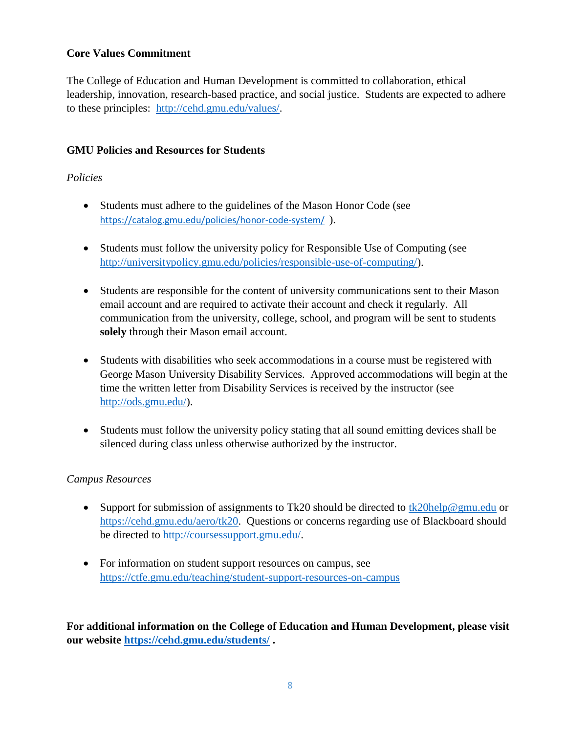**Core Values Commitment**

The College of Education and Human Development is committed to collaboration, ethical leadership, innovation, research-based practice, and social justice. Students are expected to adhere to these principles: http://cehd.gmu.edu/values/.

**GMU Policies and Resources for Students**

*Policies*

- Students must adhere to the guidelines of the Mason Honor Code (see https://catalog.gmu.edu/policies/honor-code-system/ ).

- Students must follow the university policy for Responsible Use of Computing (see http://universitypolicy.gmu.edu/policies/responsible-use-of-computing/).

- Students are responsible for the content of university communications sent to their Mason email account and are required to activate their account and check it regularly. All communication from the university, college, school, and program will be sent to students **solely** through their Mason email account.

- Students with disabilities who seek accommodations in a course must be registered with George Mason University Disability Services. Approved accommodations will begin at the time the written letter from Disability Services is received by the instructor (see http://ods.gmu.edu/).

- Students must follow the university policy stating that all sound emitting devices shall be silenced during class unless otherwise authorized by the instructor.

*Campus Resources*

- Support for submission of assignments to Tk20 should be directed to tk20help@gmu.edu or https://cehd.gmu.edu/aero/tk20. Questions or concerns regarding use of Blackboard should be directed to http://coursessupport.gmu.edu/.

- For information on student support resources on campus, see https://ctfe.gmu.edu/teaching/student-support-resources-on-campus

**For additional information on the College of Education and Human Development, please visit our website https://cehd.gmu.edu/students/ .**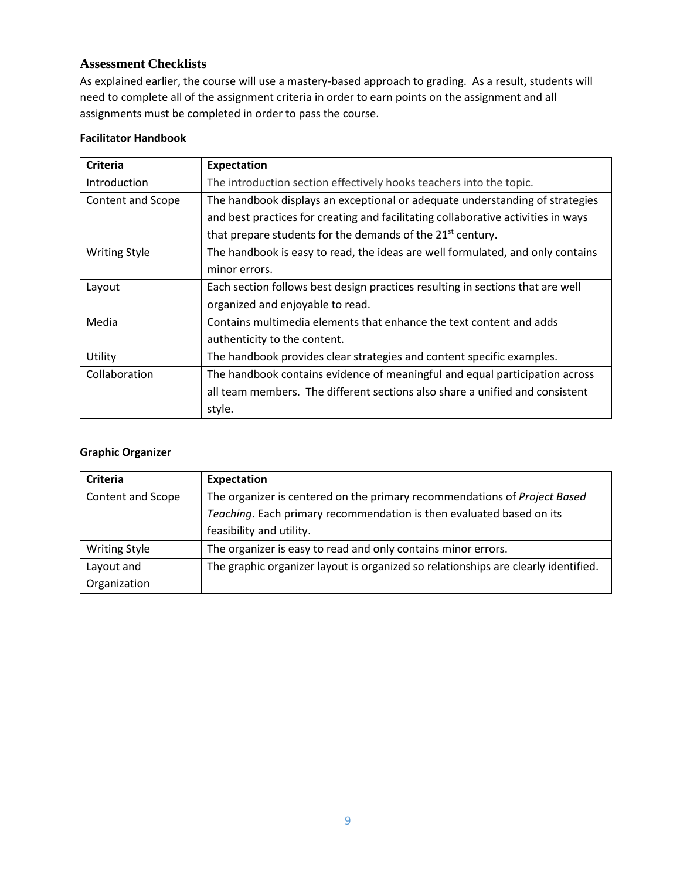## Assessment Checklists

As explained earlier, the course will use a mastery-based approach to grading. As a result, students will need to complete all of the assignment criteria in order to earn points on the assignment and all assignments must be completed in order to pass the course.

**Facilitator Handbook**

| Criteria | Expectation |
|---|---|
| Introduction | The introduction section effectively hooks teachers into the topic. |
| Content and Scope | The handbook displays an exceptional or adequate understanding of strategies and best practices for creating and facilitating collaborative activities in ways that prepare students for the demands of the 21st century. |
| Writing Style | The handbook is easy to read, the ideas are well formulated, and only contains minor errors. |
| Layout | Each section follows best design practices resulting in sections that are well organized and enjoyable to read. |
| Media | Contains multimedia elements that enhance the text content and adds authenticity to the content. |
| Utility | The handbook provides clear strategies and content specific examples. |
| Collaboration | The handbook contains evidence of meaningful and equal participation across all team members. The different sections also share a unified and consistent style. |

**Graphic Organizer**

| Criteria | Expectation |
|---|---|
| Content and Scope | The organizer is centered on the primary recommendations of *Project Based Teaching*. Each primary recommendation is then evaluated based on its feasibility and utility. |
| Writing Style | The organizer is easy to read and only contains minor errors. |
| Layout and Organization | The graphic organizer layout is organized so relationships are clearly identified. |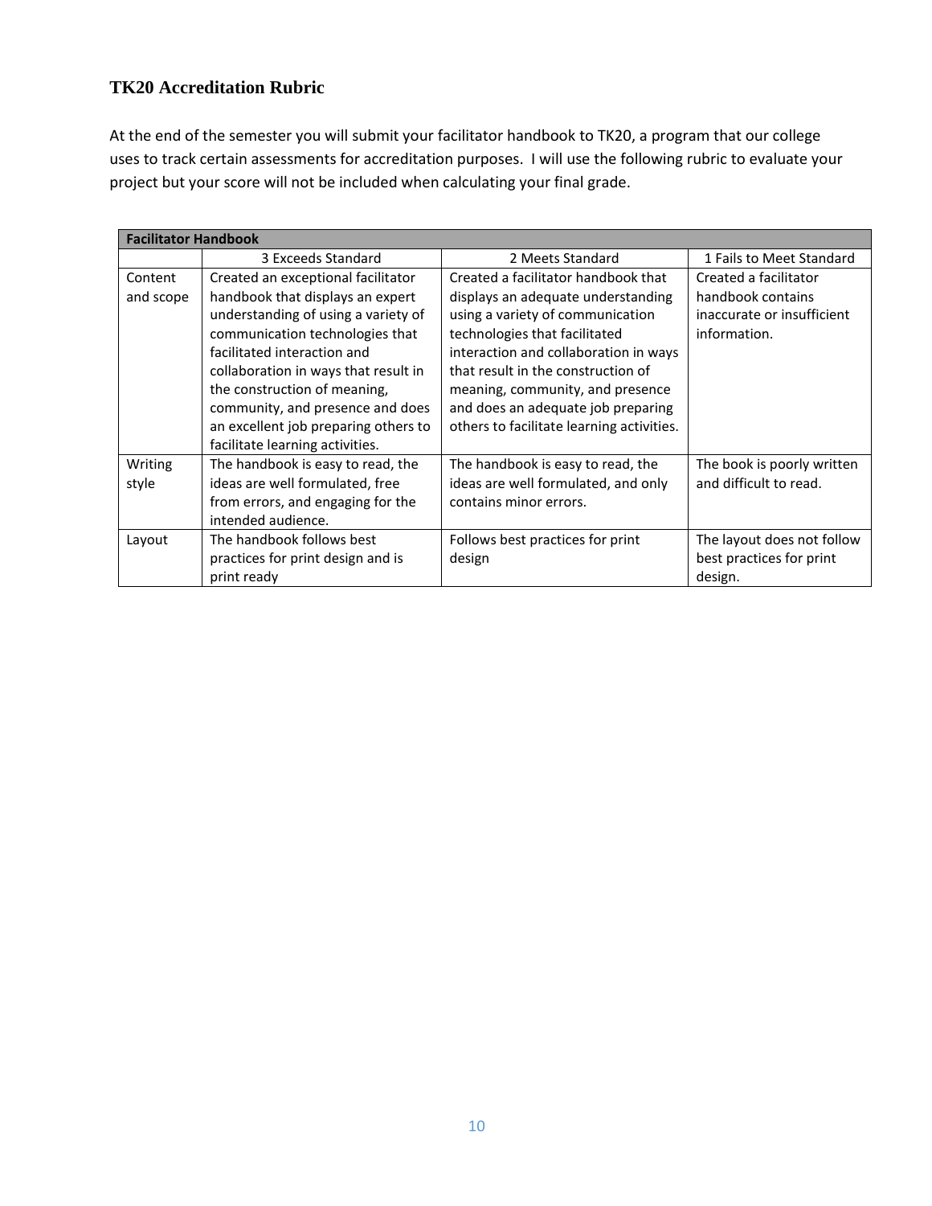## TK20 Accreditation Rubric

At the end of the semester you will submit your facilitator handbook to TK20, a program that our college uses to track certain assessments for accreditation purposes. I will use the following rubric to evaluate your project but your score will not be included when calculating your final grade.

| **Facilitator Handbook** | | | |
|---|---|---|---|
| | 3 Exceeds Standard | 2 Meets Standard | 1 Fails to Meet Standard |
| Content and scope | Created an exceptional facilitator handbook that displays an expert understanding of using a variety of communication technologies that facilitated interaction and collaboration in ways that result in the construction of meaning, community, and presence and does an excellent job preparing others to facilitate learning activities. | Created a facilitator handbook that displays an adequate understanding using a variety of communication technologies that facilitated interaction and collaboration in ways that result in the construction of meaning, community, and presence and does an adequate job preparing others to facilitate learning activities. | Created a facilitator handbook contains inaccurate or insufficient information. |
| Writing style | The handbook is easy to read, the ideas are well formulated, free from errors, and engaging for the intended audience. | The handbook is easy to read, the ideas are well formulated, and only contains minor errors. | The book is poorly written and difficult to read. |
| Layout | The handbook follows best practices for print design and is print ready | Follows best practices for print design | The layout does not follow best practices for print design. |